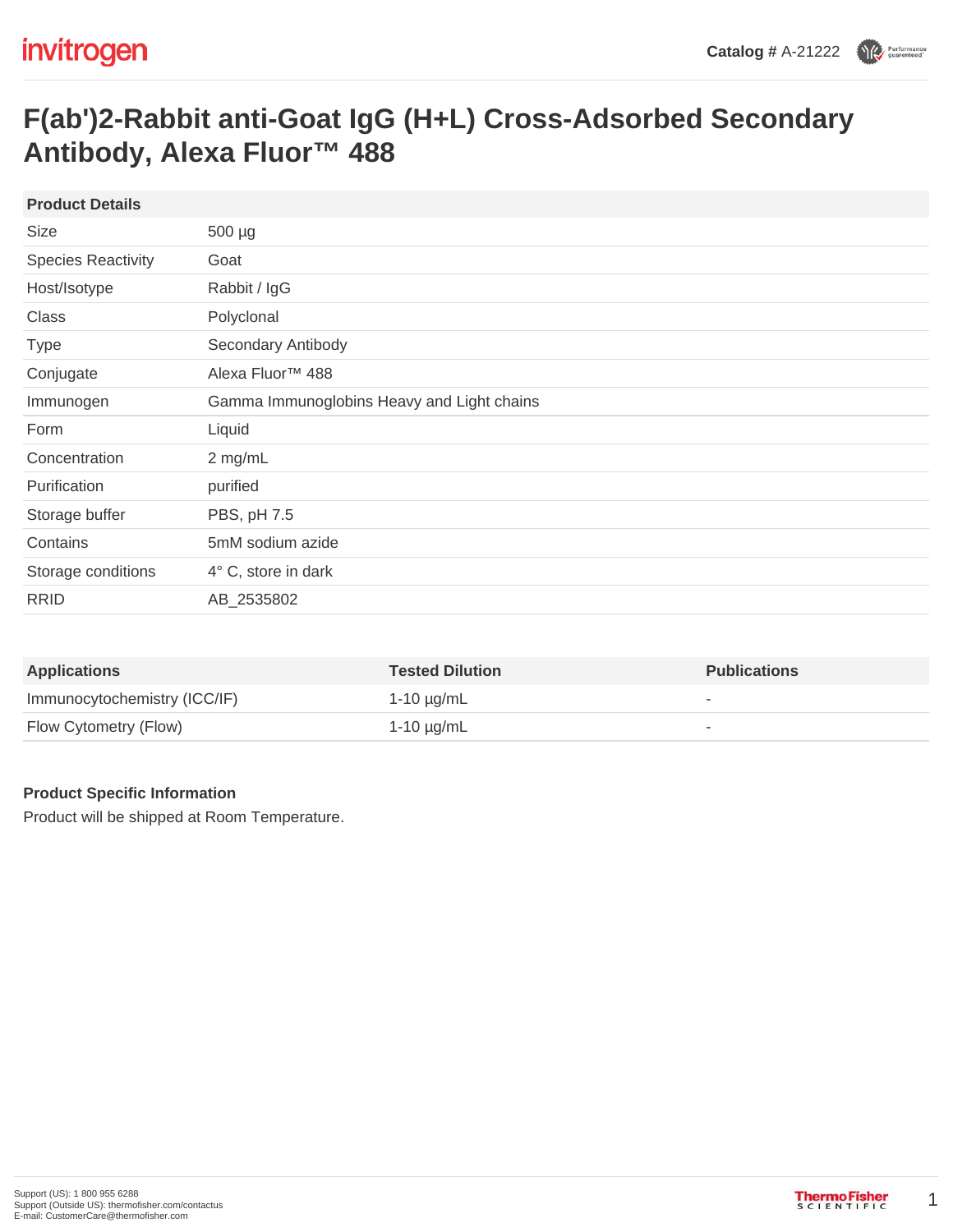invitrogen

**Catalog #** A-21222

# F(ab')2-Rabbit anti-Goat IgG (H+L) Cross-Adsorbed Secondary Antibody, Alexa Fluor™ 488

| Product Details | |
|---|---|
| Size | 500 µg |
| Species Reactivity | Goat |
| Host/Isotype | Rabbit / IgG |
| Class | Polyclonal |
| Type | Secondary Antibody |
| Conjugate | Alexa Fluor™ 488 |
| Immunogen | Gamma Immunoglobins Heavy and Light chains |
| Form | Liquid |
| Concentration | 2 mg/mL |
| Purification | purified |
| Storage buffer | PBS, pH 7.5 |
| Contains | 5mM sodium azide |
| Storage conditions | 4° C, store in dark |
| RRID | AB_2535802 |

| Applications | Tested Dilution | Publications |
|---|---|---|
| Immunocytochemistry (ICC/IF) | 1-10 µg/mL | - |
| Flow Cytometry (Flow) | 1-10 µg/mL | - |

**Product Specific Information**

Product will be shipped at Room Temperature.

Support (US): 1 800 955 6288
Support (Outside US): thermofisher.com/contactus
E-mail: CustomerCare@thermofisher.com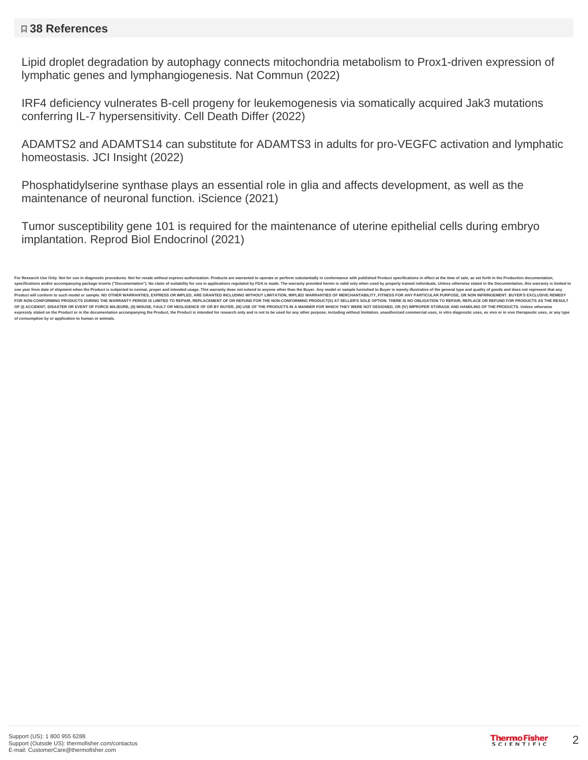## 38 References

Lipid droplet degradation by autophagy connects mitochondria metabolism to Prox1-driven expression of lymphatic genes and lymphangiogenesis. Nat Commun (2022)

IRF4 deficiency vulnerates B-cell progeny for leukemogenesis via somatically acquired Jak3 mutations conferring IL-7 hypersensitivity. Cell Death Differ (2022)

ADAMTS2 and ADAMTS14 can substitute for ADAMTS3 in adults for pro-VEGFC activation and lymphatic homeostasis. JCI Insight (2022)

Phosphatidylserine synthase plays an essential role in glia and affects development, as well as the maintenance of neuronal function. iScience (2021)

Tumor susceptibility gene 101 is required for the maintenance of uterine epithelial cells during embryo implantation. Reprod Biol Endocrinol (2021)

**For Research Use Only. Not for use in diagnostic procedures. Not for resale without express authorization. Products are warranted to operate or perform substantially in conformance with published Product specifications in effect at the time of sale, as set forth in the Production documentation, specifications and/or accompanying package inserts ("Documentation"). No claim of suitability for use in applications regulated by FDA is made. The warranty provided herein is valid only when used by properly trained individuals. Unless otherwise stated in the Documentation, this warranty is limited to one year from date of shipment when the Product is subjected to normal, proper and intended usage. This warranty does not extend to anyone other than the Buyer. Any model or sample furnished to Buyer is merely illustrative of the general type and quality of goods and does not represent that any Product will conform to such model or sample. NO OTHER WARRANTIES, EXPRESS OR IMPLED, ARE GRANTED INCLUDING WITHOUT LIMITATION, IMPLIED WARRANTIES OF MERCHANTABILITY, FITNESS FOR ANY PARTICULAR PURPOSE, OR NON INFRINGEMENT. BUYER'S EXCLUSIVE REMEDY FOR NON-CONFORMING PRODUCTS DURING THE WARRANTY PERIOD IS LIMITED TO REPAIR, REPLACEMENT OF OR REFUND FOR THE NON-CONFORMING PRODUCT(S) AT SELLER'S SOLE OPTION. THERE IS NO OBLIGATION TO REPAIR, REPLACE OR REFUND FOR PRODUCTS AS THE RESULT OF (I) ACCIDENT, DISASTER OR EVENT OF FORCE MAJEURE, (II) MISUSE, FAULT OR NEGLIGENCE OF OR BY BUYER, (III) USE OF THE PRODUCTS IN A MANNER FOR WHICH THEY WERE NOT DESIGNED, OR (IV) IMPROPER STORAGE AND HANDLING OF THE PRODUCTS. Unless otherwise expressly stated on the Product or in the documentation accompanying the Product, the Product is intended for research only and is not to be used for any other purpose, including without limitation, unauthorized commercial uses, in vitro diagnostic uses, ex vivo or in vivo therapeutic uses, or any type of consumption by or application to human or animals.**

Support (US): 1 800 955 6288
Support (Outside US): thermofisher.com/contactus
E-mail: CustomerCare@thermofisher.com